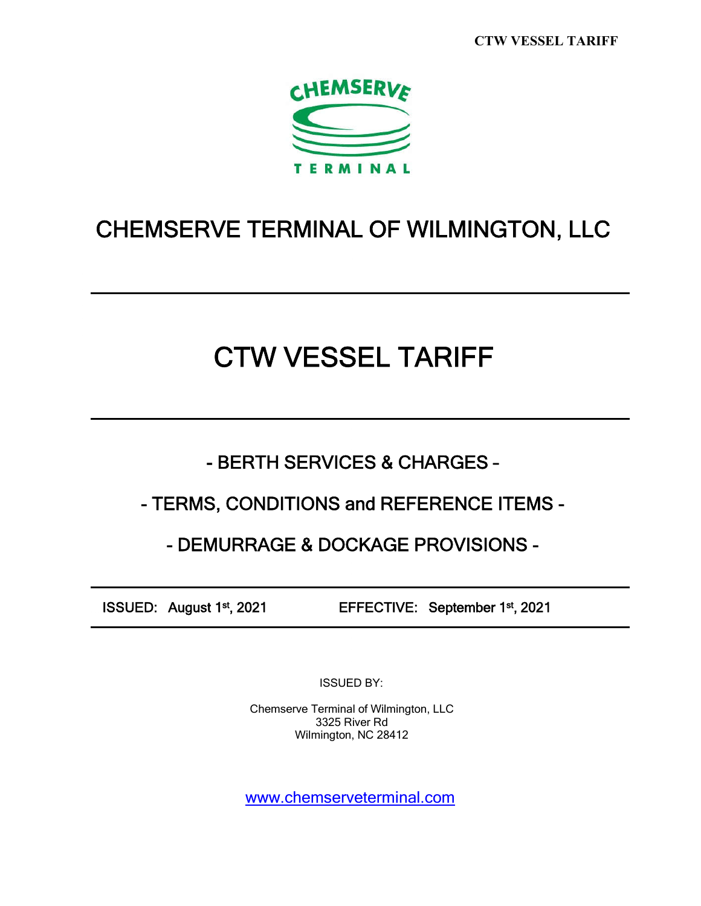CHEMSERVE TERMINAL

# CHEMSERVE TERMINAL OF WILMINGTON, LLC

---

# CTW VESSEL TARIFF

---

## - BERTH SERVICES & CHARGES –

## - TERMS, CONDITIONS and REFERENCE ITEMS -

## - DEMURRAGE & DOCKAGE PROVISIONS -

---

**ISSUED: August 1st, 2021** **EFFECTIVE: September 1st, 2021**

---

ISSUED BY:

Chemserve Terminal of Wilmington, LLC
3325 River Rd
Wilmington, NC 28412

[www.chemserveterminal.com](http://www.chemserveterminal.com)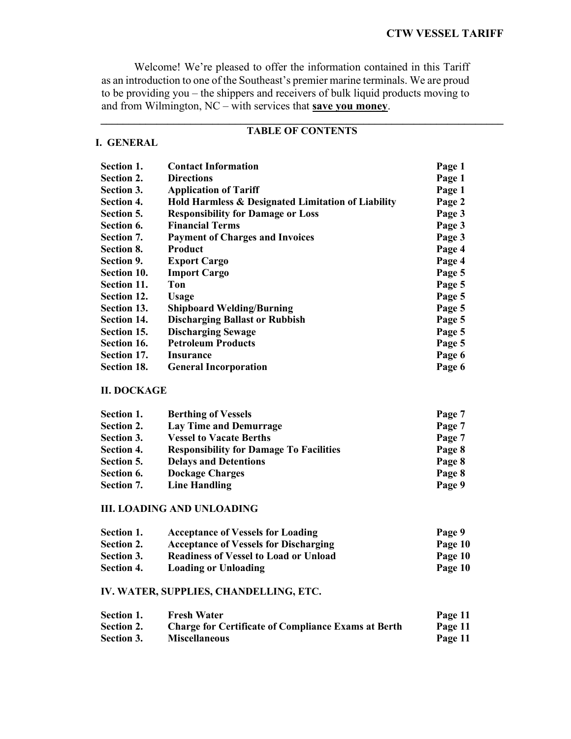Welcome! We're pleased to offer the information contained in this Tariff as an introduction to one of the Southeast's premier marine terminals. We are proud to be providing you – the shippers and receivers of bulk liquid products moving to and from Wilmington, NC – with services that **save you money**.

---

## TABLE OF CONTENTS

### I. GENERAL

| | | |
|---|---|---|
| **Section 1.** | **Contact Information** | **Page 1** |
| **Section 2.** | **Directions** | **Page 1** |
| **Section 3.** | **Application of Tariff** | **Page 1** |
| **Section 4.** | **Hold Harmless & Designated Limitation of Liability** | **Page 2** |
| **Section 5.** | **Responsibility for Damage or Loss** | **Page 3** |
| **Section 6.** | **Financial Terms** | **Page 3** |
| **Section 7.** | **Payment of Charges and Invoices** | **Page 3** |
| **Section 8.** | **Product** | **Page 4** |
| **Section 9.** | **Export Cargo** | **Page 4** |
| **Section 10.** | **Import Cargo** | **Page 5** |
| **Section 11.** | **Ton** | **Page 5** |
| **Section 12.** | **Usage** | **Page 5** |
| **Section 13.** | **Shipboard Welding/Burning** | **Page 5** |
| **Section 14.** | **Discharging Ballast or Rubbish** | **Page 5** |
| **Section 15.** | **Discharging Sewage** | **Page 5** |
| **Section 16.** | **Petroleum Products** | **Page 5** |
| **Section 17.** | **Insurance** | **Page 6** |
| **Section 18.** | **General Incorporation** | **Page 6** |

### II. DOCKAGE

| | | |
|---|---|---|
| **Section 1.** | **Berthing of Vessels** | **Page 7** |
| **Section 2.** | **Lay Time and Demurrage** | **Page 7** |
| **Section 3.** | **Vessel to Vacate Berths** | **Page 7** |
| **Section 4.** | **Responsibility for Damage To Facilities** | **Page 8** |
| **Section 5.** | **Delays and Detentions** | **Page 8** |
| **Section 6.** | **Dockage Charges** | **Page 8** |
| **Section 7.** | **Line Handling** | **Page 9** |

### III. LOADING AND UNLOADING

| | | |
|---|---|---|
| **Section 1.** | **Acceptance of Vessels for Loading** | **Page 9** |
| **Section 2.** | **Acceptance of Vessels for Discharging** | **Page 10** |
| **Section 3.** | **Readiness of Vessel to Load or Unload** | **Page 10** |
| **Section 4.** | **Loading or Unloading** | **Page 10** |

### IV. WATER, SUPPLIES, CHANDELLING, ETC.

| | | |
|---|---|---|
| **Section 1.** | **Fresh Water** | **Page 11** |
| **Section 2.** | **Charge for Certificate of Compliance Exams at Berth** | **Page 11** |
| **Section 3.** | **Miscellaneous** | **Page 11** |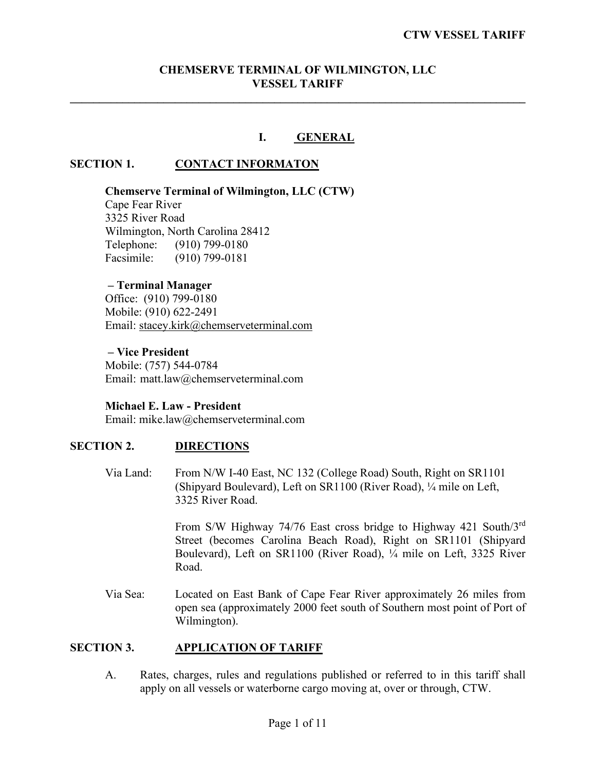# CHEMSERVE TERMINAL OF WILMINGTON, LLC
# VESSEL TARIFF

## I. GENERAL

### SECTION 1. CONTACT INFORMATON

**Chemserve Terminal of Wilmington, LLC (CTW)**
Cape Fear River
3325 River Road
Wilmington, North Carolina 28412
Telephone: (910) 799-0180
Facsimile: (910) 799-0181

**– Terminal Manager**
Office: (910) 799-0180
Mobile: (910) 622-2491
Email: stacey.kirk@chemserveterminal.com

**– Vice President**
Mobile: (757) 544-0784
Email: matt.law@chemserveterminal.com

**Michael E. Law - President**
Email: mike.law@chemserveterminal.com

### SECTION 2. DIRECTIONS

Via Land: From N/W I-40 East, NC 132 (College Road) South, Right on SR1101 (Shipyard Boulevard), Left on SR1100 (River Road), ¼ mile on Left, 3325 River Road.

From S/W Highway 74/76 East cross bridge to Highway 421 South/3rd Street (becomes Carolina Beach Road), Right on SR1101 (Shipyard Boulevard), Left on SR1100 (River Road), ¼ mile on Left, 3325 River Road.

Via Sea: Located on East Bank of Cape Fear River approximately 26 miles from open sea (approximately 2000 feet south of Southern most point of Port of Wilmington).

### SECTION 3. APPLICATION OF TARIFF

A. Rates, charges, rules and regulations published or referred to in this tariff shall apply on all vessels or waterborne cargo moving at, over or through, CTW.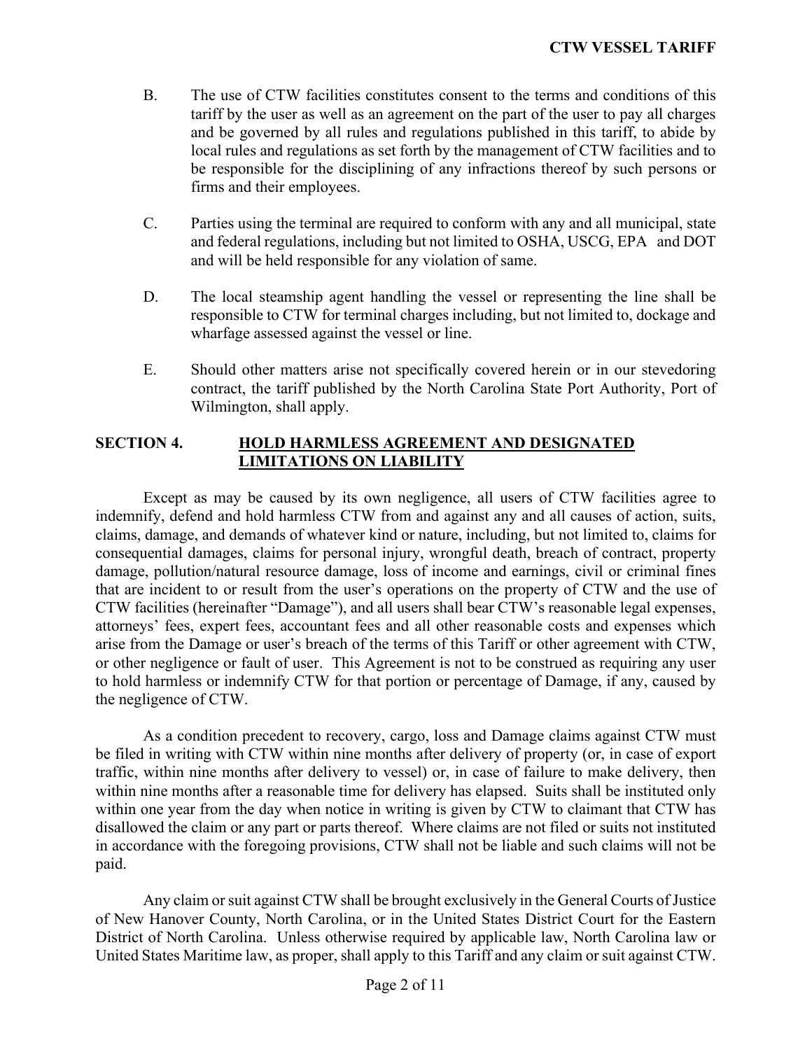B. The use of CTW facilities constitutes consent to the terms and conditions of this tariff by the user as well as an agreement on the part of the user to pay all charges and be governed by all rules and regulations published in this tariff, to abide by local rules and regulations as set forth by the management of CTW facilities and to be responsible for the disciplining of any infractions thereof by such persons or firms and their employees.

C. Parties using the terminal are required to conform with any and all municipal, state and federal regulations, including but not limited to OSHA, USCG, EPA and DOT and will be held responsible for any violation of same.

D. The local steamship agent handling the vessel or representing the line shall be responsible to CTW for terminal charges including, but not limited to, dockage and wharfage assessed against the vessel or line.

E. Should other matters arise not specifically covered herein or in our stevedoring contract, the tariff published by the North Carolina State Port Authority, Port of Wilmington, shall apply.

## SECTION 4. HOLD HARMLESS AGREEMENT AND DESIGNATED LIMITATIONS ON LIABILITY

Except as may be caused by its own negligence, all users of CTW facilities agree to indemnify, defend and hold harmless CTW from and against any and all causes of action, suits, claims, damage, and demands of whatever kind or nature, including, but not limited to, claims for consequential damages, claims for personal injury, wrongful death, breach of contract, property damage, pollution/natural resource damage, loss of income and earnings, civil or criminal fines that are incident to or result from the user's operations on the property of CTW and the use of CTW facilities (hereinafter "Damage"), and all users shall bear CTW's reasonable legal expenses, attorneys' fees, expert fees, accountant fees and all other reasonable costs and expenses which arise from the Damage or user's breach of the terms of this Tariff or other agreement with CTW, or other negligence or fault of user. This Agreement is not to be construed as requiring any user to hold harmless or indemnify CTW for that portion or percentage of Damage, if any, caused by the negligence of CTW.

As a condition precedent to recovery, cargo, loss and Damage claims against CTW must be filed in writing with CTW within nine months after delivery of property (or, in case of export traffic, within nine months after delivery to vessel) or, in case of failure to make delivery, then within nine months after a reasonable time for delivery has elapsed. Suits shall be instituted only within one year from the day when notice in writing is given by CTW to claimant that CTW has disallowed the claim or any part or parts thereof. Where claims are not filed or suits not instituted in accordance with the foregoing provisions, CTW shall not be liable and such claims will not be paid.

Any claim or suit against CTW shall be brought exclusively in the General Courts of Justice of New Hanover County, North Carolina, or in the United States District Court for the Eastern District of North Carolina. Unless otherwise required by applicable law, North Carolina law or United States Maritime law, as proper, shall apply to this Tariff and any claim or suit against CTW.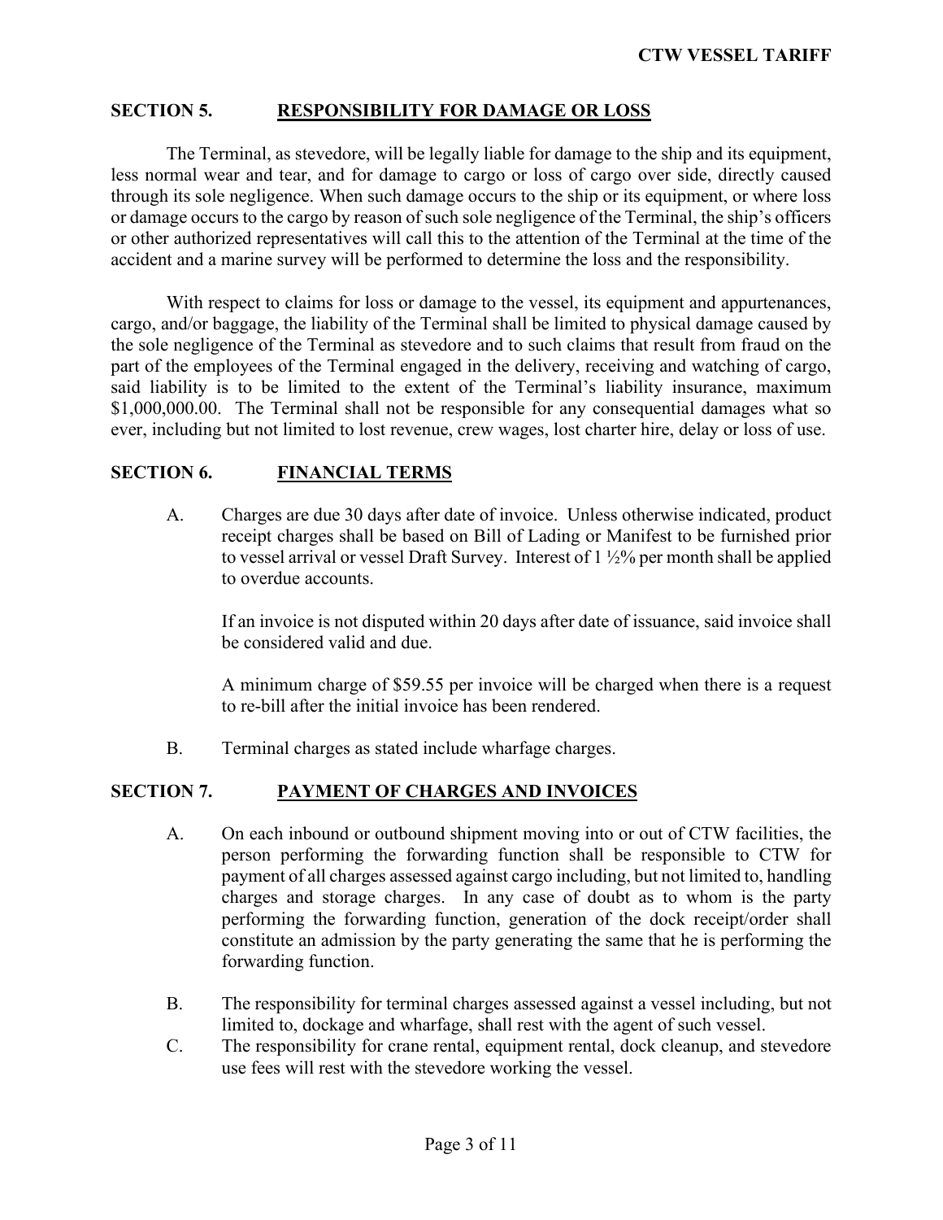## SECTION 5. RESPONSIBILITY FOR DAMAGE OR LOSS

The Terminal, as stevedore, will be legally liable for damage to the ship and its equipment, less normal wear and tear, and for damage to cargo or loss of cargo over side, directly caused through its sole negligence. When such damage occurs to the ship or its equipment, or where loss or damage occurs to the cargo by reason of such sole negligence of the Terminal, the ship's officers or other authorized representatives will call this to the attention of the Terminal at the time of the accident and a marine survey will be performed to determine the loss and the responsibility.

With respect to claims for loss or damage to the vessel, its equipment and appurtenances, cargo, and/or baggage, the liability of the Terminal shall be limited to physical damage caused by the sole negligence of the Terminal as stevedore and to such claims that result from fraud on the part of the employees of the Terminal engaged in the delivery, receiving and watching of cargo, said liability is to be limited to the extent of the Terminal's liability insurance, maximum $1,000,000.00. The Terminal shall not be responsible for any consequential damages what so ever, including but not limited to lost revenue, crew wages, lost charter hire, delay or loss of use.

## SECTION 6. FINANCIAL TERMS

A. Charges are due 30 days after date of invoice. Unless otherwise indicated, product receipt charges shall be based on Bill of Lading or Manifest to be furnished prior to vessel arrival or vessel Draft Survey. Interest of 1 ½% per month shall be applied to overdue accounts.

   If an invoice is not disputed within 20 days after date of issuance, said invoice shall be considered valid and due.

   A minimum charge of $59.55 per invoice will be charged when there is a request to re-bill after the initial invoice has been rendered.

B. Terminal charges as stated include wharfage charges.

## SECTION 7. PAYMENT OF CHARGES AND INVOICES

A. On each inbound or outbound shipment moving into or out of CTW facilities, the person performing the forwarding function shall be responsible to CTW for payment of all charges assessed against cargo including, but not limited to, handling charges and storage charges. In any case of doubt as to whom is the party performing the forwarding function, generation of the dock receipt/order shall constitute an admission by the party generating the same that he is performing the forwarding function.

B. The responsibility for terminal charges assessed against a vessel including, but not limited to, dockage and wharfage, shall rest with the agent of such vessel.

C. The responsibility for crane rental, equipment rental, dock cleanup, and stevedore use fees will rest with the stevedore working the vessel.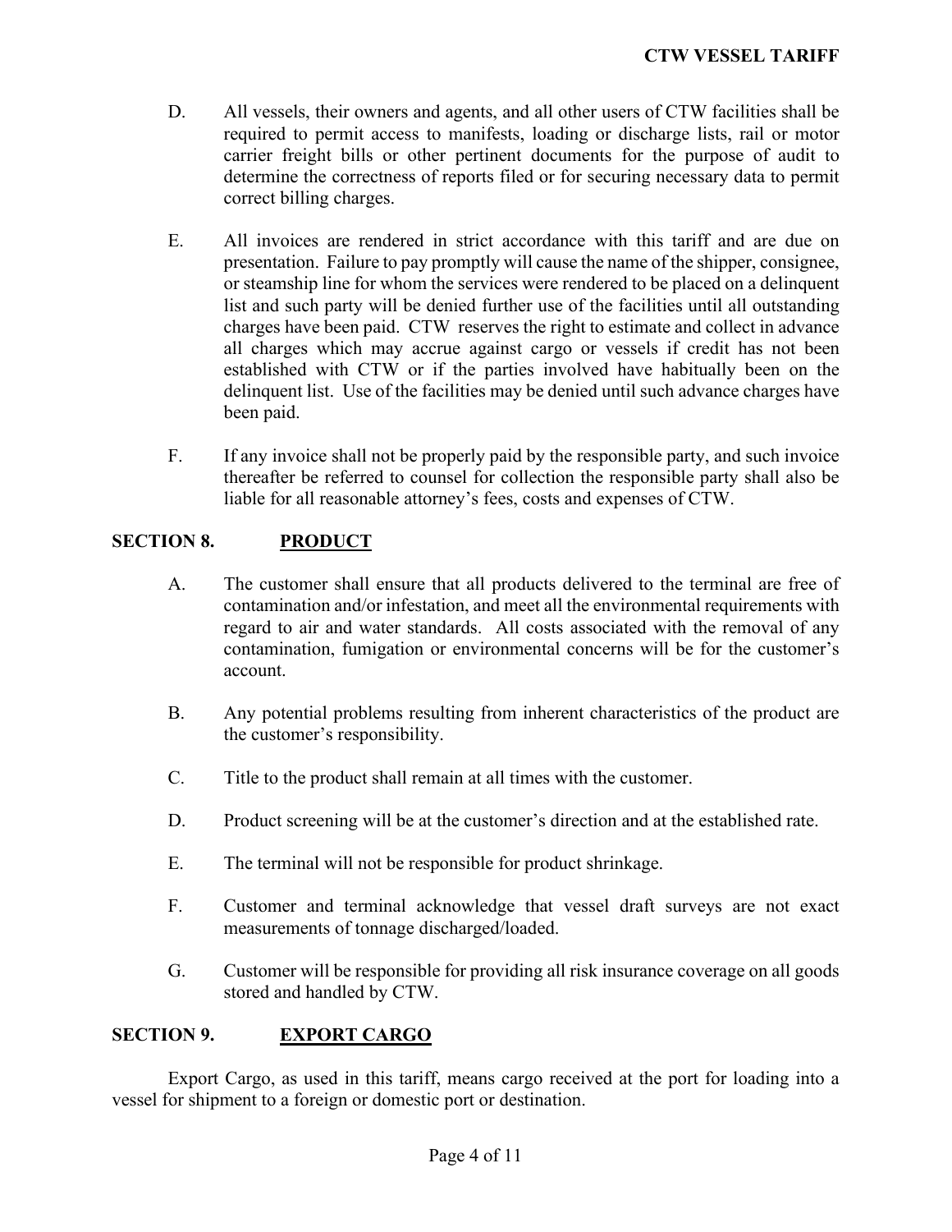D. All vessels, their owners and agents, and all other users of CTW facilities shall be required to permit access to manifests, loading or discharge lists, rail or motor carrier freight bills or other pertinent documents for the purpose of audit to determine the correctness of reports filed or for securing necessary data to permit correct billing charges.

E. All invoices are rendered in strict accordance with this tariff and are due on presentation. Failure to pay promptly will cause the name of the shipper, consignee, or steamship line for whom the services were rendered to be placed on a delinquent list and such party will be denied further use of the facilities until all outstanding charges have been paid. CTW reserves the right to estimate and collect in advance all charges which may accrue against cargo or vessels if credit has not been established with CTW or if the parties involved have habitually been on the delinquent list. Use of the facilities may be denied until such advance charges have been paid.

F. If any invoice shall not be properly paid by the responsible party, and such invoice thereafter be referred to counsel for collection the responsible party shall also be liable for all reasonable attorney's fees, costs and expenses of CTW.

## SECTION 8. PRODUCT

A. The customer shall ensure that all products delivered to the terminal are free of contamination and/or infestation, and meet all the environmental requirements with regard to air and water standards. All costs associated with the removal of any contamination, fumigation or environmental concerns will be for the customer's account.

B. Any potential problems resulting from inherent characteristics of the product are the customer's responsibility.

C. Title to the product shall remain at all times with the customer.

D. Product screening will be at the customer's direction and at the established rate.

E. The terminal will not be responsible for product shrinkage.

F. Customer and terminal acknowledge that vessel draft surveys are not exact measurements of tonnage discharged/loaded.

G. Customer will be responsible for providing all risk insurance coverage on all goods stored and handled by CTW.

## SECTION 9. EXPORT CARGO

Export Cargo, as used in this tariff, means cargo received at the port for loading into a vessel for shipment to a foreign or domestic port or destination.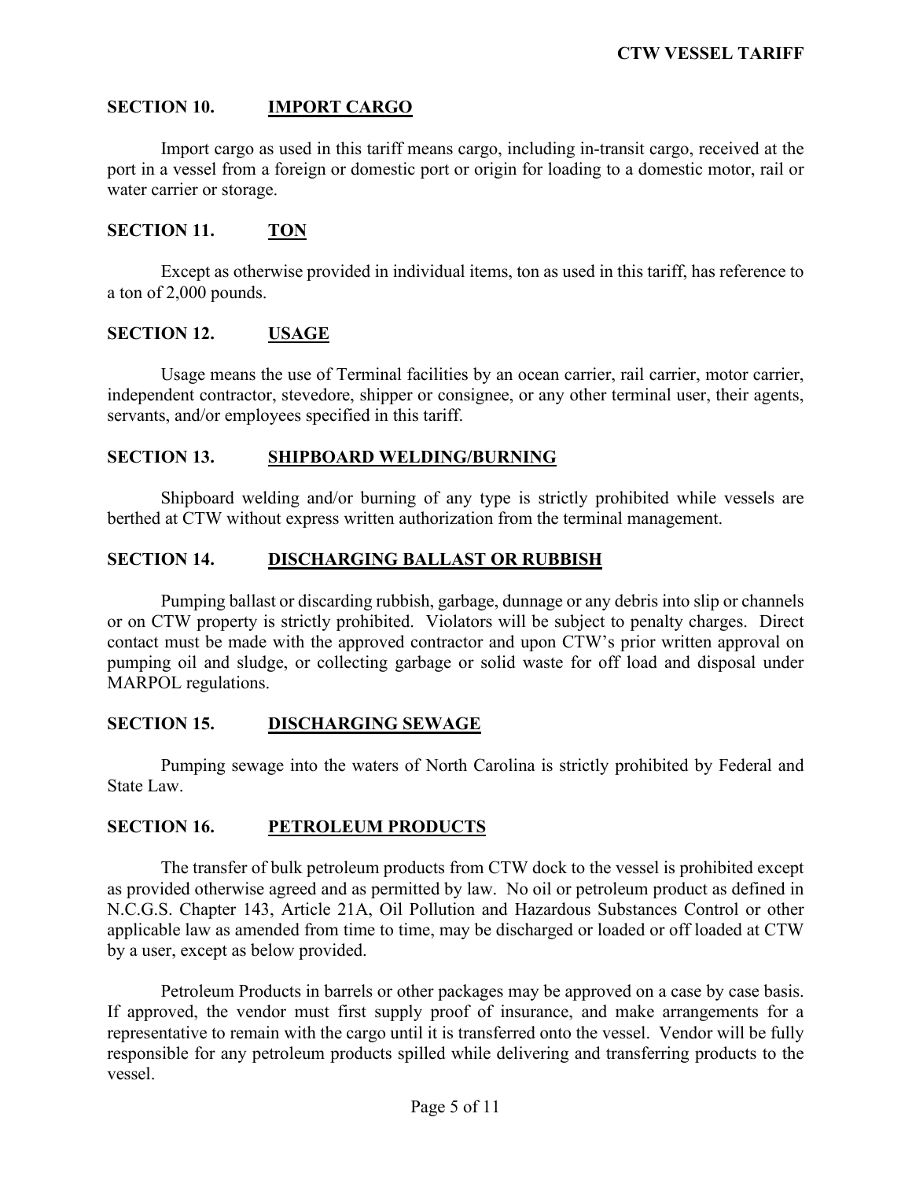## SECTION 10. IMPORT CARGO

Import cargo as used in this tariff means cargo, including in-transit cargo, received at the port in a vessel from a foreign or domestic port or origin for loading to a domestic motor, rail or water carrier or storage.

## SECTION 11. TON

Except as otherwise provided in individual items, ton as used in this tariff, has reference to a ton of 2,000 pounds.

## SECTION 12. USAGE

Usage means the use of Terminal facilities by an ocean carrier, rail carrier, motor carrier, independent contractor, stevedore, shipper or consignee, or any other terminal user, their agents, servants, and/or employees specified in this tariff.

## SECTION 13. SHIPBOARD WELDING/BURNING

Shipboard welding and/or burning of any type is strictly prohibited while vessels are berthed at CTW without express written authorization from the terminal management.

## SECTION 14. DISCHARGING BALLAST OR RUBBISH

Pumping ballast or discarding rubbish, garbage, dunnage or any debris into slip or channels or on CTW property is strictly prohibited. Violators will be subject to penalty charges. Direct contact must be made with the approved contractor and upon CTW's prior written approval on pumping oil and sludge, or collecting garbage or solid waste for off load and disposal under MARPOL regulations.

## SECTION 15. DISCHARGING SEWAGE

Pumping sewage into the waters of North Carolina is strictly prohibited by Federal and State Law.

## SECTION 16. PETROLEUM PRODUCTS

The transfer of bulk petroleum products from CTW dock to the vessel is prohibited except as provided otherwise agreed and as permitted by law. No oil or petroleum product as defined in N.C.G.S. Chapter 143, Article 21A, Oil Pollution and Hazardous Substances Control or other applicable law as amended from time to time, may be discharged or loaded or off loaded at CTW by a user, except as below provided.

Petroleum Products in barrels or other packages may be approved on a case by case basis. If approved, the vendor must first supply proof of insurance, and make arrangements for a representative to remain with the cargo until it is transferred onto the vessel. Vendor will be fully responsible for any petroleum products spilled while delivering and transferring products to the vessel.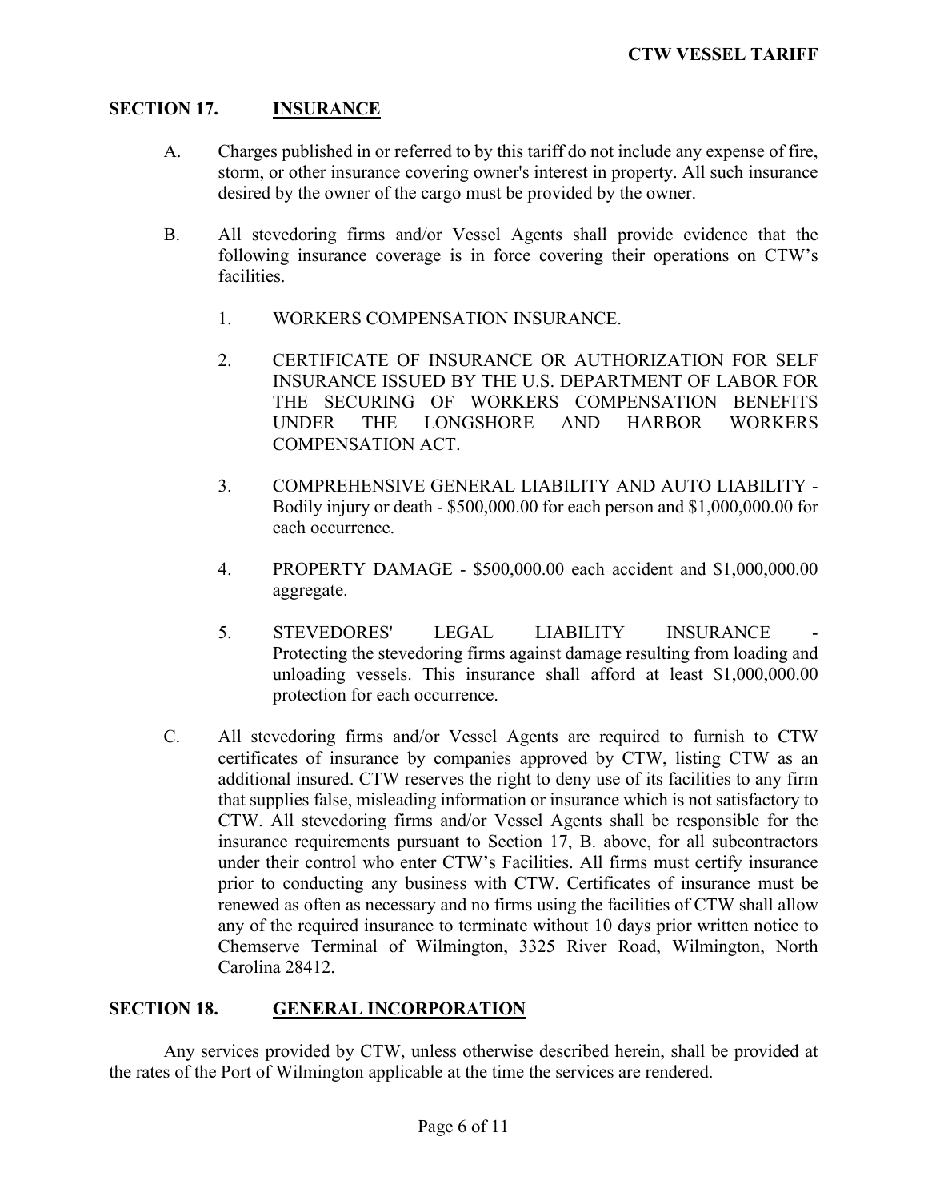## SECTION 17. INSURANCE

A. Charges published in or referred to by this tariff do not include any expense of fire, storm, or other insurance covering owner's interest in property. All such insurance desired by the owner of the cargo must be provided by the owner.

B. All stevedoring firms and/or Vessel Agents shall provide evidence that the following insurance coverage is in force covering their operations on CTW's facilities.

1. WORKERS COMPENSATION INSURANCE.

2. CERTIFICATE OF INSURANCE OR AUTHORIZATION FOR SELF INSURANCE ISSUED BY THE U.S. DEPARTMENT OF LABOR FOR THE SECURING OF WORKERS COMPENSATION BENEFITS UNDER THE LONGSHORE AND HARBOR WORKERS COMPENSATION ACT.

3. COMPREHENSIVE GENERAL LIABILITY AND AUTO LIABILITY - Bodily injury or death - $500,000.00 for each person and $1,000,000.00 for each occurrence.

4. PROPERTY DAMAGE - $500,000.00 each accident and $1,000,000.00 aggregate.

5. STEVEDORES' LEGAL LIABILITY INSURANCE - Protecting the stevedoring firms against damage resulting from loading and unloading vessels. This insurance shall afford at least $1,000,000.00 protection for each occurrence.

C. All stevedoring firms and/or Vessel Agents are required to furnish to CTW certificates of insurance by companies approved by CTW, listing CTW as an additional insured. CTW reserves the right to deny use of its facilities to any firm that supplies false, misleading information or insurance which is not satisfactory to CTW. All stevedoring firms and/or Vessel Agents shall be responsible for the insurance requirements pursuant to Section 17, B. above, for all subcontractors under their control who enter CTW's Facilities. All firms must certify insurance prior to conducting any business with CTW. Certificates of insurance must be renewed as often as necessary and no firms using the facilities of CTW shall allow any of the required insurance to terminate without 10 days prior written notice to Chemserve Terminal of Wilmington, 3325 River Road, Wilmington, North Carolina 28412.

## SECTION 18. GENERAL INCORPORATION

Any services provided by CTW, unless otherwise described herein, shall be provided at the rates of the Port of Wilmington applicable at the time the services are rendered.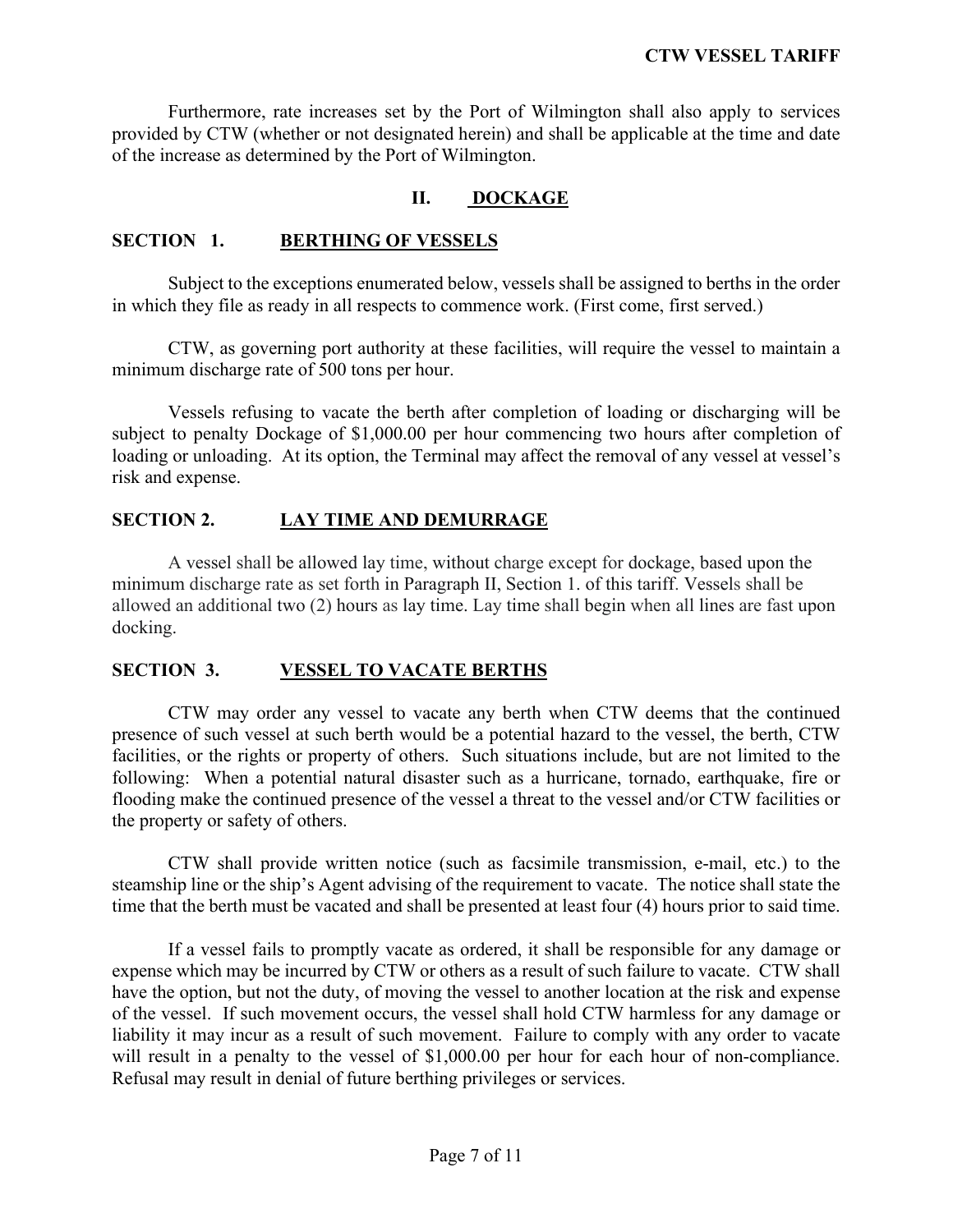Furthermore, rate increases set by the Port of Wilmington shall also apply to services provided by CTW (whether or not designated herein) and shall be applicable at the time and date of the increase as determined by the Port of Wilmington.

## II. DOCKAGE

### SECTION 1. BERTHING OF VESSELS

Subject to the exceptions enumerated below, vessels shall be assigned to berths in the order in which they file as ready in all respects to commence work. (First come, first served.)

CTW, as governing port authority at these facilities, will require the vessel to maintain a minimum discharge rate of 500 tons per hour.

Vessels refusing to vacate the berth after completion of loading or discharging will be subject to penalty Dockage of $1,000.00 per hour commencing two hours after completion of loading or unloading. At its option, the Terminal may affect the removal of any vessel at vessel's risk and expense.

### SECTION 2. LAY TIME AND DEMURRAGE

A vessel shall be allowed lay time, without charge except for dockage, based upon the minimum discharge rate as set forth in Paragraph II, Section 1. of this tariff. Vessels shall be allowed an additional two (2) hours as lay time. Lay time shall begin when all lines are fast upon docking.

### SECTION 3. VESSEL TO VACATE BERTHS

CTW may order any vessel to vacate any berth when CTW deems that the continued presence of such vessel at such berth would be a potential hazard to the vessel, the berth, CTW facilities, or the rights or property of others. Such situations include, but are not limited to the following: When a potential natural disaster such as a hurricane, tornado, earthquake, fire or flooding make the continued presence of the vessel a threat to the vessel and/or CTW facilities or the property or safety of others.

CTW shall provide written notice (such as facsimile transmission, e-mail, etc.) to the steamship line or the ship's Agent advising of the requirement to vacate. The notice shall state the time that the berth must be vacated and shall be presented at least four (4) hours prior to said time.

If a vessel fails to promptly vacate as ordered, it shall be responsible for any damage or expense which may be incurred by CTW or others as a result of such failure to vacate. CTW shall have the option, but not the duty, of moving the vessel to another location at the risk and expense of the vessel. If such movement occurs, the vessel shall hold CTW harmless for any damage or liability it may incur as a result of such movement. Failure to comply with any order to vacate will result in a penalty to the vessel of $1,000.00 per hour for each hour of non-compliance. Refusal may result in denial of future berthing privileges or services.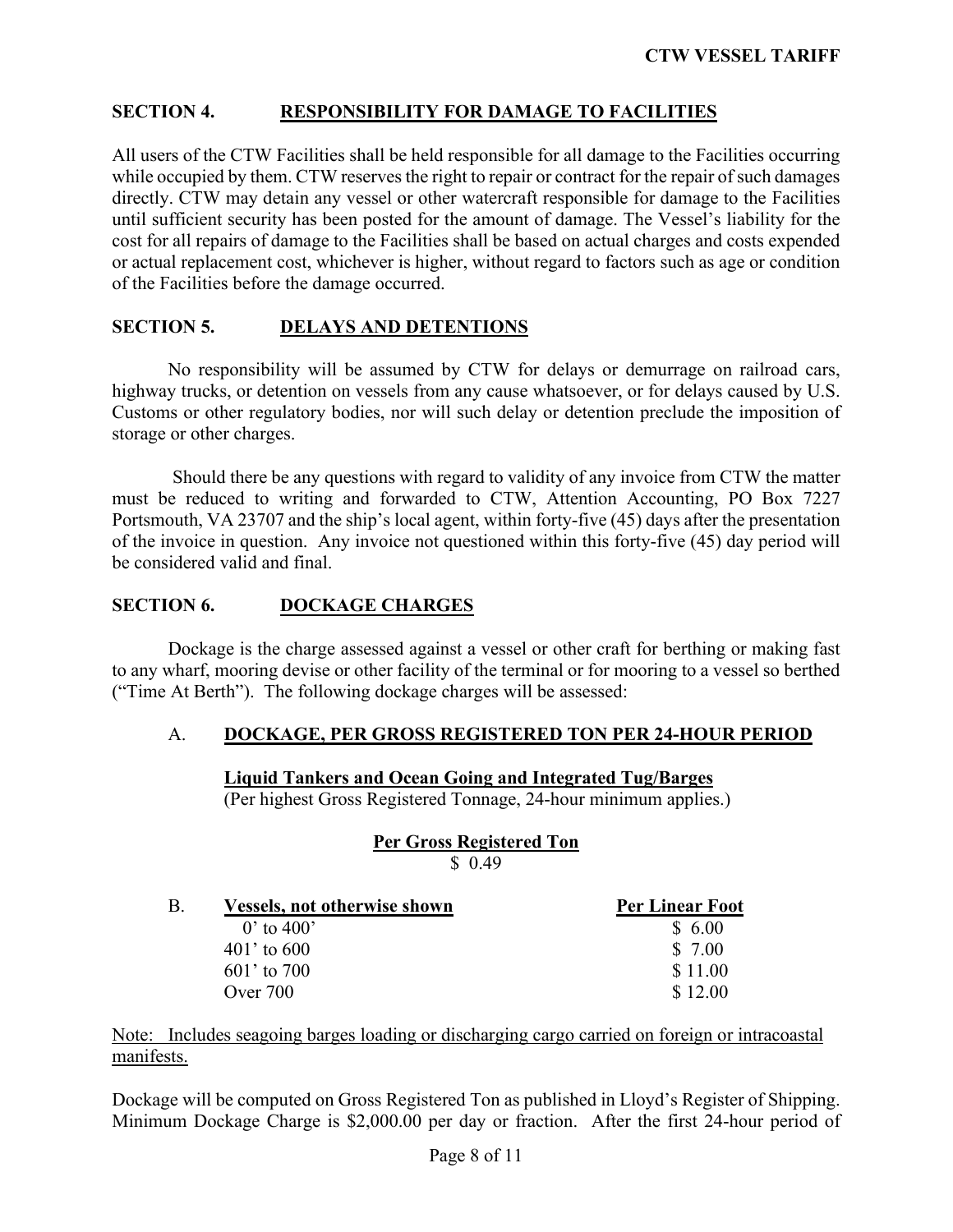## SECTION 4. RESPONSIBILITY FOR DAMAGE TO FACILITIES

All users of the CTW Facilities shall be held responsible for all damage to the Facilities occurring while occupied by them. CTW reserves the right to repair or contract for the repair of such damages directly. CTW may detain any vessel or other watercraft responsible for damage to the Facilities until sufficient security has been posted for the amount of damage. The Vessel's liability for the cost for all repairs of damage to the Facilities shall be based on actual charges and costs expended or actual replacement cost, whichever is higher, without regard to factors such as age or condition of the Facilities before the damage occurred.

## SECTION 5. DELAYS AND DETENTIONS

No responsibility will be assumed by CTW for delays or demurrage on railroad cars, highway trucks, or detention on vessels from any cause whatsoever, or for delays caused by U.S. Customs or other regulatory bodies, nor will such delay or detention preclude the imposition of storage or other charges.

Should there be any questions with regard to validity of any invoice from CTW the matter must be reduced to writing and forwarded to CTW, Attention Accounting, PO Box 7227 Portsmouth, VA 23707 and the ship's local agent, within forty-five (45) days after the presentation of the invoice in question. Any invoice not questioned within this forty-five (45) day period will be considered valid and final.

## SECTION 6. DOCKAGE CHARGES

Dockage is the charge assessed against a vessel or other craft for berthing or making fast to any wharf, mooring devise or other facility of the terminal or for mooring to a vessel so berthed ("Time At Berth"). The following dockage charges will be assessed:

### A. DOCKAGE, PER GROSS REGISTERED TON PER 24-HOUR PERIOD

**Liquid Tankers and Ocean Going and Integrated Tug/Barges**
(Per highest Gross Registered Tonnage, 24-hour minimum applies.)

**Per Gross Registered Ton**
$ 0.49

### B.

| Vessels, not otherwise shown | Per Linear Foot |
|---|---|
| 0' to 400' | $ 6.00 |
| 401' to 600 | $ 7.00 |
| 601' to 700 | $ 11.00 |
| Over 700 | $ 12.00 |

Note: Includes seagoing barges loading or discharging cargo carried on foreign or intracoastal manifests.

Dockage will be computed on Gross Registered Ton as published in Lloyd's Register of Shipping. Minimum Dockage Charge is $2,000.00 per day or fraction. After the first 24-hour period of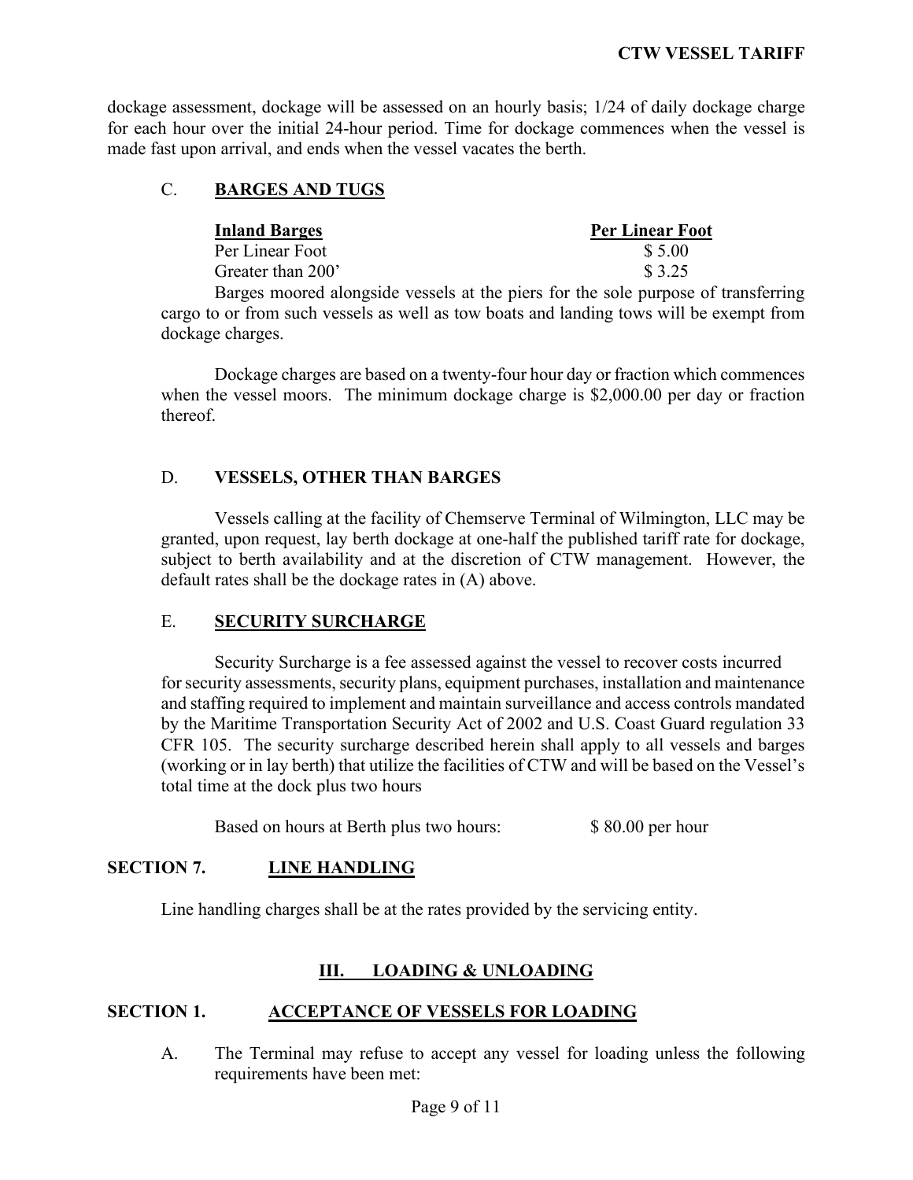dockage assessment, dockage will be assessed on an hourly basis; 1/24 of daily dockage charge for each hour over the initial 24-hour period. Time for dockage commences when the vessel is made fast upon arrival, and ends when the vessel vacates the berth.

### C. BARGES AND TUGS

| Inland Barges | Per Linear Foot |
|---|---|
| Per Linear Foot | $ 5.00 |
| Greater than 200’ | $ 3.25 |

Barges moored alongside vessels at the piers for the sole purpose of transferring cargo to or from such vessels as well as tow boats and landing tows will be exempt from dockage charges.

Dockage charges are based on a twenty-four hour day or fraction which commences when the vessel moors. The minimum dockage charge is $2,000.00 per day or fraction thereof.

### D. VESSELS, OTHER THAN BARGES

Vessels calling at the facility of Chemserve Terminal of Wilmington, LLC may be granted, upon request, lay berth dockage at one-half the published tariff rate for dockage, subject to berth availability and at the discretion of CTW management. However, the default rates shall be the dockage rates in (A) above.

### E. SECURITY SURCHARGE

Security Surcharge is a fee assessed against the vessel to recover costs incurred for security assessments, security plans, equipment purchases, installation and maintenance and staffing required to implement and maintain surveillance and access controls mandated by the Maritime Transportation Security Act of 2002 and U.S. Coast Guard regulation 33 CFR 105. The security surcharge described herein shall apply to all vessels and barges (working or in lay berth) that utilize the facilities of CTW and will be based on the Vessel’s total time at the dock plus two hours

Based on hours at Berth plus two hours: $ 80.00 per hour

## SECTION 7. LINE HANDLING

Line handling charges shall be at the rates provided by the servicing entity.

# III. LOADING & UNLOADING

## SECTION 1. ACCEPTANCE OF VESSELS FOR LOADING

A. The Terminal may refuse to accept any vessel for loading unless the following requirements have been met: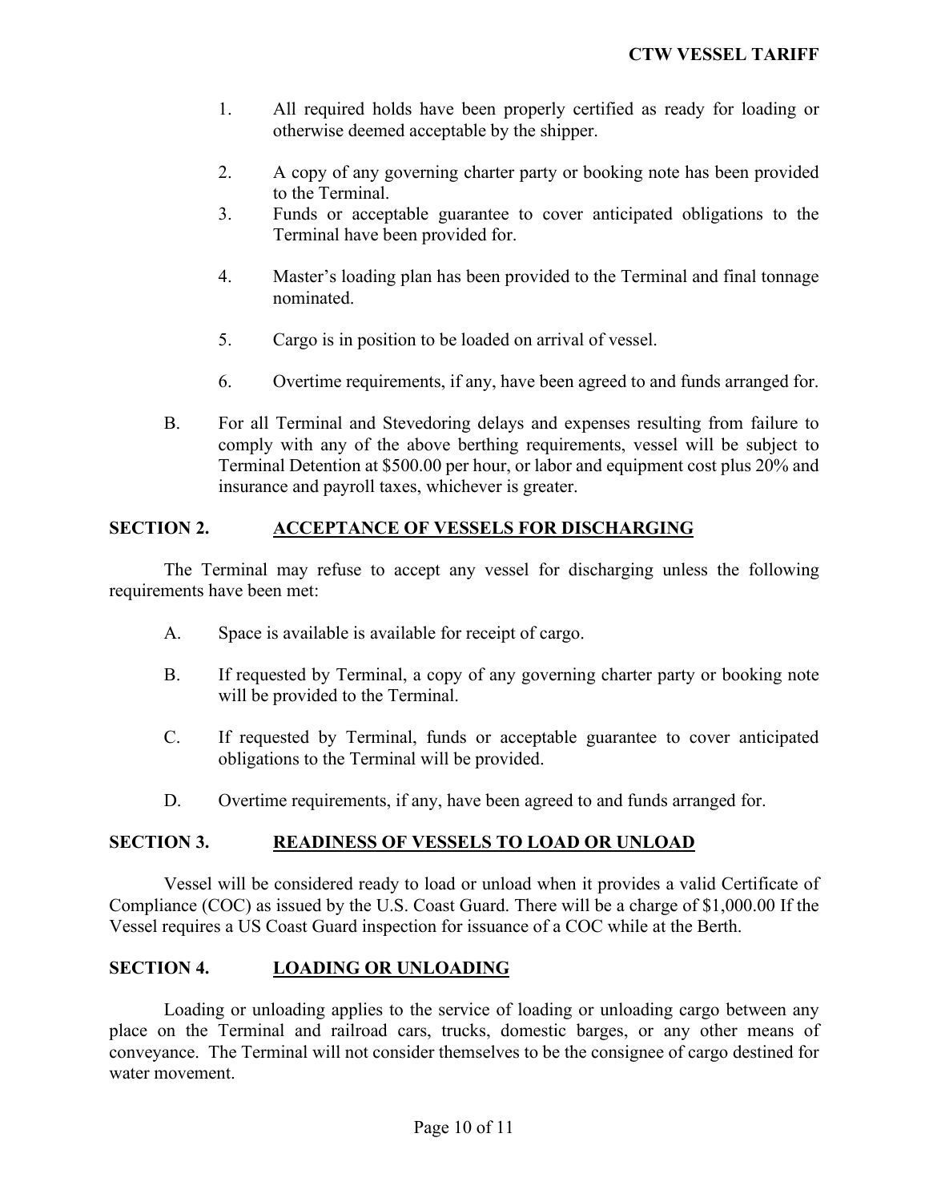1. All required holds have been properly certified as ready for loading or otherwise deemed acceptable by the shipper.

2. A copy of any governing charter party or booking note has been provided to the Terminal.
3. Funds or acceptable guarantee to cover anticipated obligations to the Terminal have been provided for.

4. Master's loading plan has been provided to the Terminal and final tonnage nominated.

5. Cargo is in position to be loaded on arrival of vessel.

6. Overtime requirements, if any, have been agreed to and funds arranged for.

B. For all Terminal and Stevedoring delays and expenses resulting from failure to comply with any of the above berthing requirements, vessel will be subject to Terminal Detention at $500.00 per hour, or labor and equipment cost plus 20% and insurance and payroll taxes, whichever is greater.

## SECTION 2. ACCEPTANCE OF VESSELS FOR DISCHARGING

The Terminal may refuse to accept any vessel for discharging unless the following requirements have been met:

A. Space is available is available for receipt of cargo.

B. If requested by Terminal, a copy of any governing charter party or booking note will be provided to the Terminal.

C. If requested by Terminal, funds or acceptable guarantee to cover anticipated obligations to the Terminal will be provided.

D. Overtime requirements, if any, have been agreed to and funds arranged for.

## SECTION 3. READINESS OF VESSELS TO LOAD OR UNLOAD

Vessel will be considered ready to load or unload when it provides a valid Certificate of Compliance (COC) as issued by the U.S. Coast Guard. There will be a charge of $1,000.00 If the Vessel requires a US Coast Guard inspection for issuance of a COC while at the Berth.

## SECTION 4. LOADING OR UNLOADING

Loading or unloading applies to the service of loading or unloading cargo between any place on the Terminal and railroad cars, trucks, domestic barges, or any other means of conveyance. The Terminal will not consider themselves to be the consignee of cargo destined for water movement.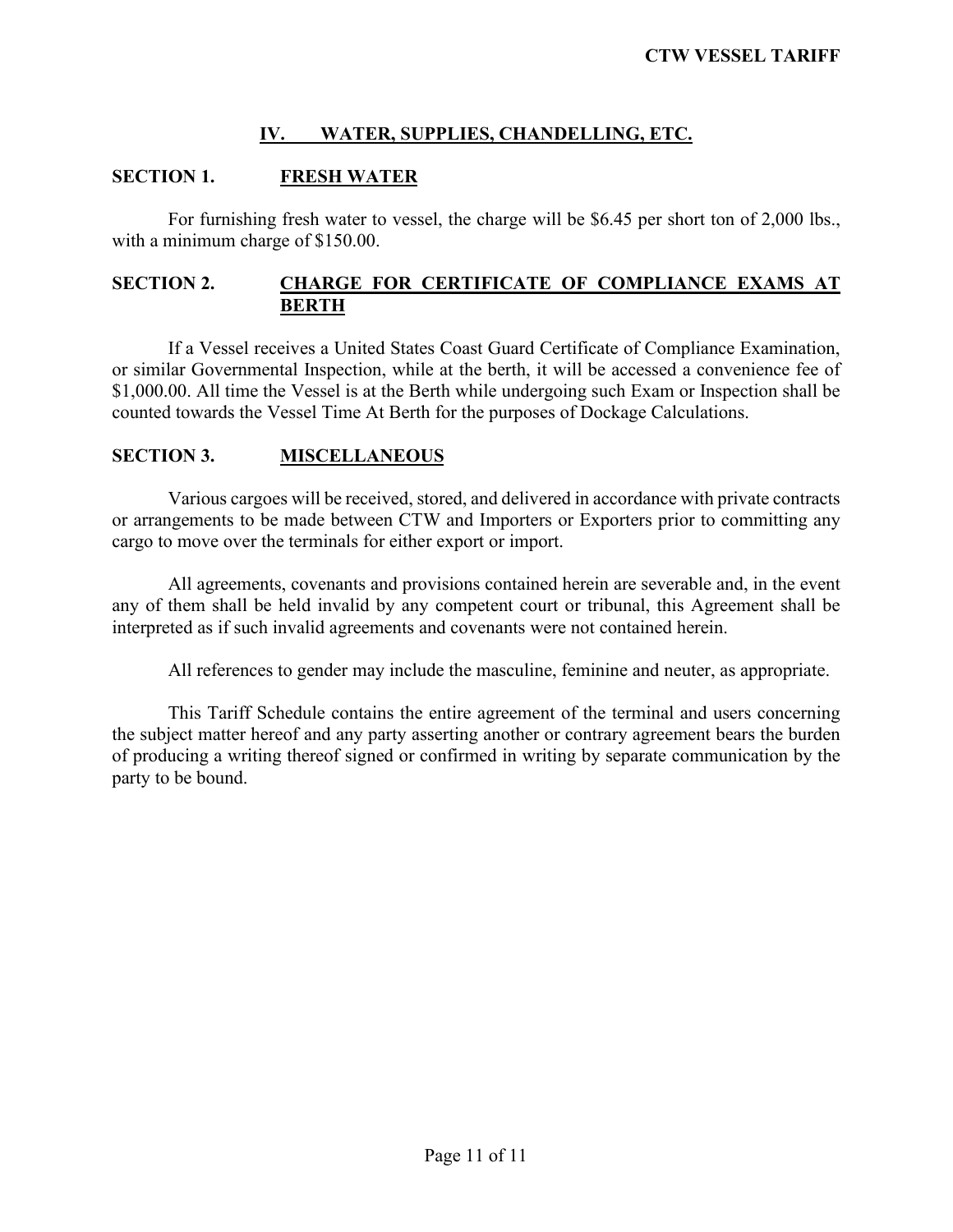## IV. WATER, SUPPLIES, CHANDELLING, ETC.

### SECTION 1. FRESH WATER

For furnishing fresh water to vessel, the charge will be $6.45 per short ton of 2,000 lbs., with a minimum charge of $150.00.

### SECTION 2. CHARGE FOR CERTIFICATE OF COMPLIANCE EXAMS AT BERTH

If a Vessel receives a United States Coast Guard Certificate of Compliance Examination, or similar Governmental Inspection, while at the berth, it will be accessed a convenience fee of $1,000.00. All time the Vessel is at the Berth while undergoing such Exam or Inspection shall be counted towards the Vessel Time At Berth for the purposes of Dockage Calculations.

### SECTION 3. MISCELLANEOUS

Various cargoes will be received, stored, and delivered in accordance with private contracts or arrangements to be made between CTW and Importers or Exporters prior to committing any cargo to move over the terminals for either export or import.

All agreements, covenants and provisions contained herein are severable and, in the event any of them shall be held invalid by any competent court or tribunal, this Agreement shall be interpreted as if such invalid agreements and covenants were not contained herein.

All references to gender may include the masculine, feminine and neuter, as appropriate.

This Tariff Schedule contains the entire agreement of the terminal and users concerning the subject matter hereof and any party asserting another or contrary agreement bears the burden of producing a writing thereof signed or confirmed in writing by separate communication by the party to be bound.